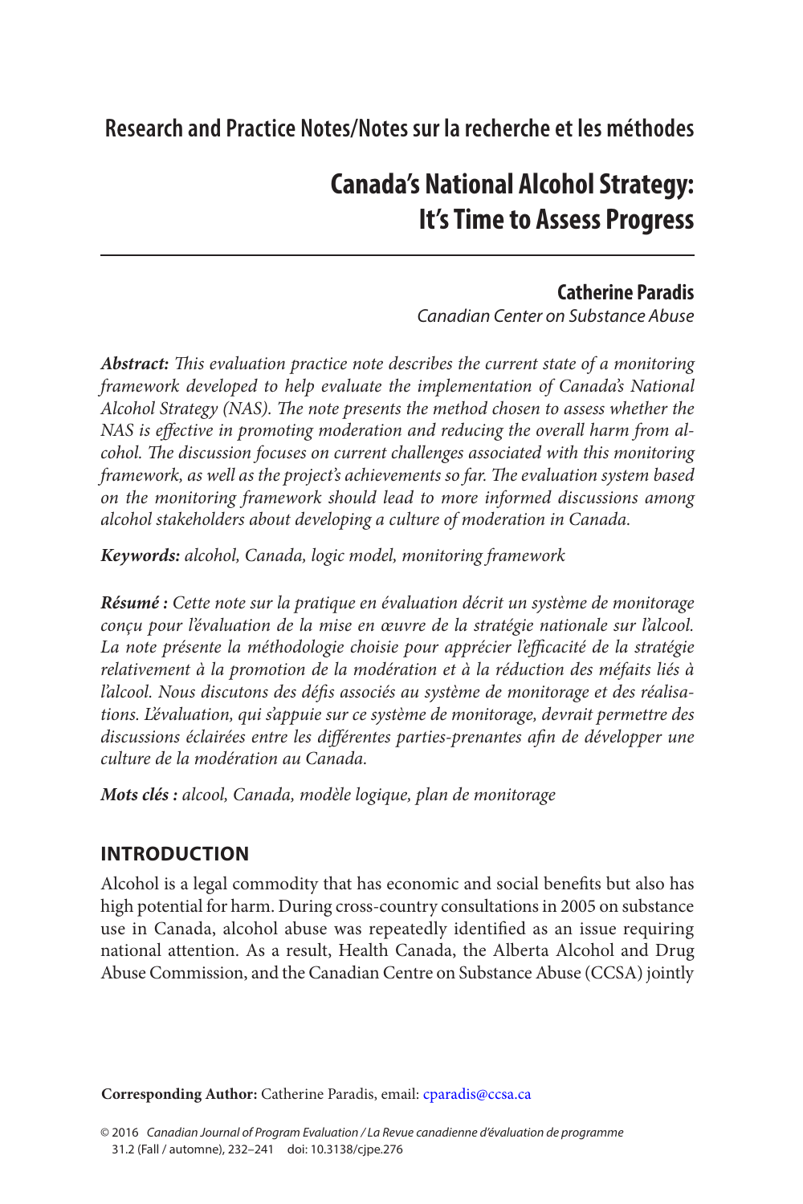Research and Practice Notes/Notes sur la recherche et les méthodes

# Canada's National Alcohol Strategy: It's Time to Assess Progress

**Catherine Paradis**
*Canadian Center on Substance Abuse*

***Abstract:*** *This evaluation practice note describes the current state of a monitoring framework developed to help evaluate the implementation of Canada's National Alcohol Strategy (NAS). The note presents the method chosen to assess whether the NAS is effective in promoting moderation and reducing the overall harm from alcohol. The discussion focuses on current challenges associated with this monitoring framework, as well as the project's achievements so far. The evaluation system based on the monitoring framework should lead to more informed discussions among alcohol stakeholders about developing a culture of moderation in Canada.*

***Keywords:*** *alcohol, Canada, logic model, monitoring framework*

***Résumé :*** *Cette note sur la pratique en évaluation décrit un système de monitorage conçu pour l'évaluation de la mise en œuvre de la stratégie nationale sur l'alcool. La note présente la méthodologie choisie pour apprécier l'efficacité de la stratégie relativement à la promotion de la modération et à la réduction des méfaits liés à l'alcool. Nous discutons des défis associés au système de monitorage et des réalisations. L'évaluation, qui s'appuie sur ce système de monitorage, devrait permettre des discussions éclairées entre les différentes parties-prenantes afin de développer une culture de la modération au Canada.*

***Mots clés :*** *alcool, Canada, modèle logique, plan de monitorage*

## INTRODUCTION

Alcohol is a legal commodity that has economic and social benefits but also has high potential for harm. During cross-country consultations in 2005 on substance use in Canada, alcohol abuse was repeatedly identified as an issue requiring national attention. As a result, Health Canada, the Alberta Alcohol and Drug Abuse Commission, and the Canadian Centre on Substance Abuse (CCSA) jointly

**Corresponding Author:** Catherine Paradis, email: cparadis@ccsa.ca

© 2016 *Canadian Journal of Program Evaluation / La Revue canadienne d'évaluation de programme* 31.2 (Fall / automne), 232–241 doi: 10.3138/cjpe.276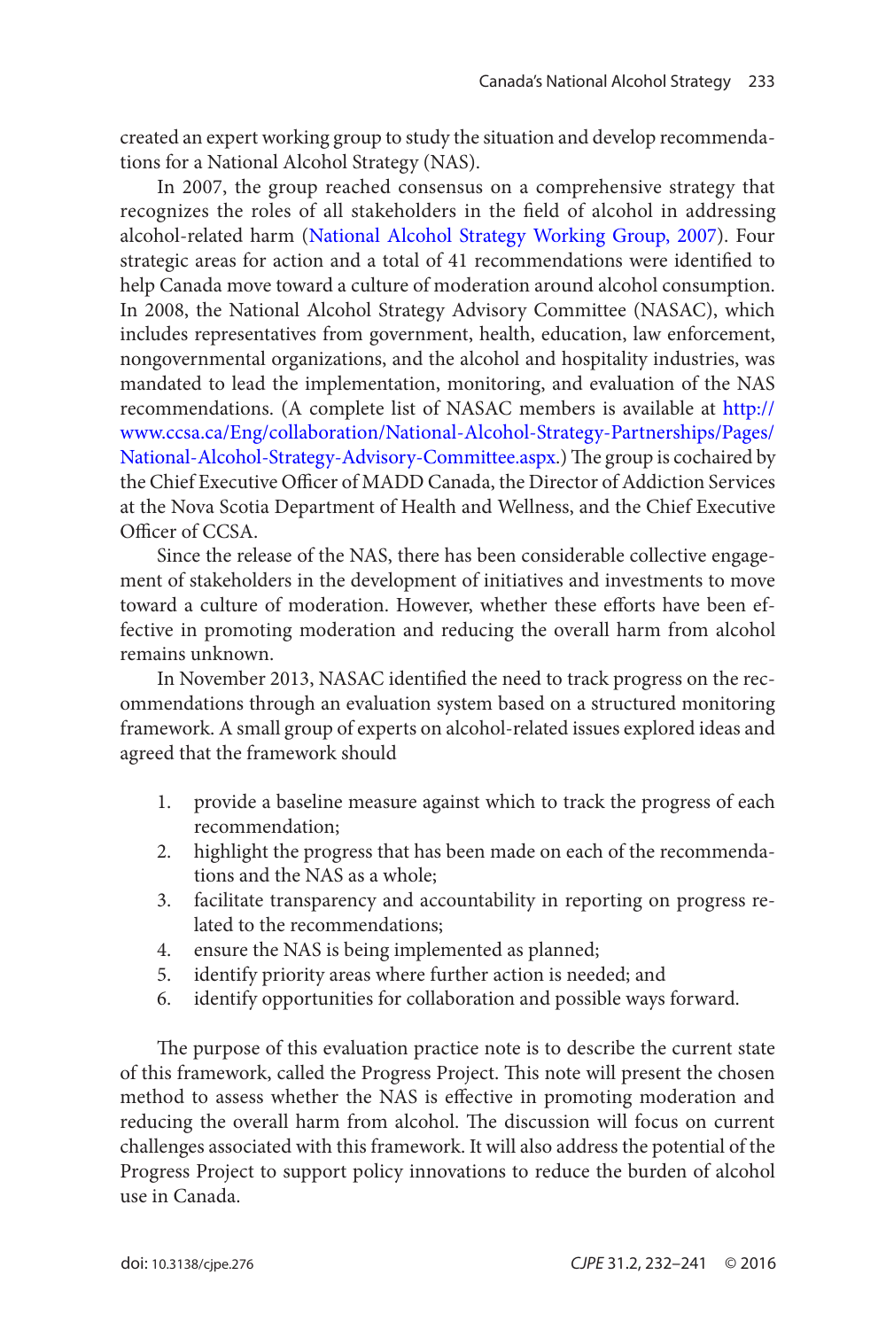created an expert working group to study the situation and develop recommendations for a National Alcohol Strategy (NAS).

In 2007, the group reached consensus on a comprehensive strategy that recognizes the roles of all stakeholders in the field of alcohol in addressing alcohol-related harm (National Alcohol Strategy Working Group, 2007). Four strategic areas for action and a total of 41 recommendations were identified to help Canada move toward a culture of moderation around alcohol consumption. In 2008, the National Alcohol Strategy Advisory Committee (NASAC), which includes representatives from government, health, education, law enforcement, nongovernmental organizations, and the alcohol and hospitality industries, was mandated to lead the implementation, monitoring, and evaluation of the NAS recommendations. (A complete list of NASAC members is available at http://www.ccsa.ca/Eng/collaboration/National-Alcohol-Strategy-Partnerships/Pages/National-Alcohol-Strategy-Advisory-Committee.aspx.) The group is cochaired by the Chief Executive Officer of MADD Canada, the Director of Addiction Services at the Nova Scotia Department of Health and Wellness, and the Chief Executive Officer of CCSA.

Since the release of the NAS, there has been considerable collective engagement of stakeholders in the development of initiatives and investments to move toward a culture of moderation. However, whether these efforts have been effective in promoting moderation and reducing the overall harm from alcohol remains unknown.

In November 2013, NASAC identified the need to track progress on the recommendations through an evaluation system based on a structured monitoring framework. A small group of experts on alcohol-related issues explored ideas and agreed that the framework should

1. provide a baseline measure against which to track the progress of each recommendation;
2. highlight the progress that has been made on each of the recommendations and the NAS as a whole;
3. facilitate transparency and accountability in reporting on progress related to the recommendations;
4. ensure the NAS is being implemented as planned;
5. identify priority areas where further action is needed; and
6. identify opportunities for collaboration and possible ways forward.

The purpose of this evaluation practice note is to describe the current state of this framework, called the Progress Project. This note will present the chosen method to assess whether the NAS is effective in promoting moderation and reducing the overall harm from alcohol. The discussion will focus on current challenges associated with this framework. It will also address the potential of the Progress Project to support policy innovations to reduce the burden of alcohol use in Canada.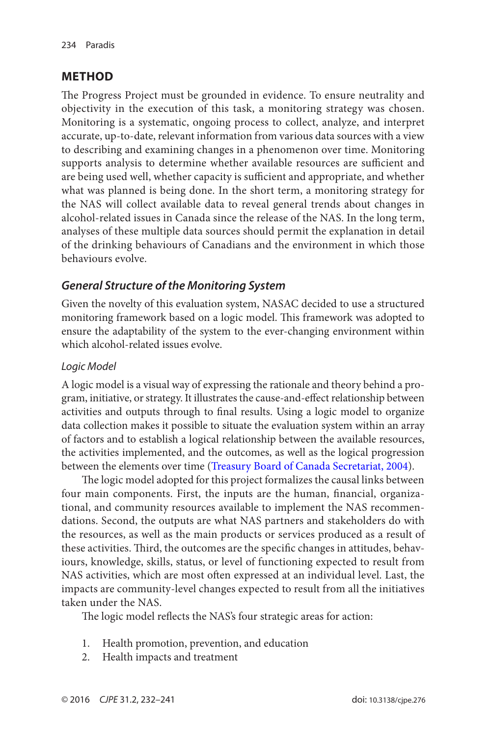## METHOD

The Progress Project must be grounded in evidence. To ensure neutrality and objectivity in the execution of this task, a monitoring strategy was chosen. Monitoring is a systematic, ongoing process to collect, analyze, and interpret accurate, up-to-date, relevant information from various data sources with a view to describing and examining changes in a phenomenon over time. Monitoring supports analysis to determine whether available resources are sufficient and are being used well, whether capacity is sufficient and appropriate, and whether what was planned is being done. In the short term, a monitoring strategy for the NAS will collect available data to reveal general trends about changes in alcohol-related issues in Canada since the release of the NAS. In the long term, analyses of these multiple data sources should permit the explanation in detail of the drinking behaviours of Canadians and the environment in which those behaviours evolve.

### *General Structure of the Monitoring System*

Given the novelty of this evaluation system, NASAC decided to use a structured monitoring framework based on a logic model. This framework was adopted to ensure the adaptability of the system to the ever-changing environment within which alcohol-related issues evolve.

#### *Logic Model*

A logic model is a visual way of expressing the rationale and theory behind a program, initiative, or strategy. It illustrates the cause-and-effect relationship between activities and outputs through to final results. Using a logic model to organize data collection makes it possible to situate the evaluation system within an array of factors and to establish a logical relationship between the available resources, the activities implemented, and the outcomes, as well as the logical progression between the elements over time (Treasury Board of Canada Secretariat, 2004).

The logic model adopted for this project formalizes the causal links between four main components. First, the inputs are the human, financial, organizational, and community resources available to implement the NAS recommendations. Second, the outputs are what NAS partners and stakeholders do with the resources, as well as the main products or services produced as a result of these activities. Third, the outcomes are the specific changes in attitudes, behaviours, knowledge, skills, status, or level of functioning expected to result from NAS activities, which are most often expressed at an individual level. Last, the impacts are community-level changes expected to result from all the initiatives taken under the NAS.

The logic model reflects the NAS's four strategic areas for action:

1. Health promotion, prevention, and education
2. Health impacts and treatment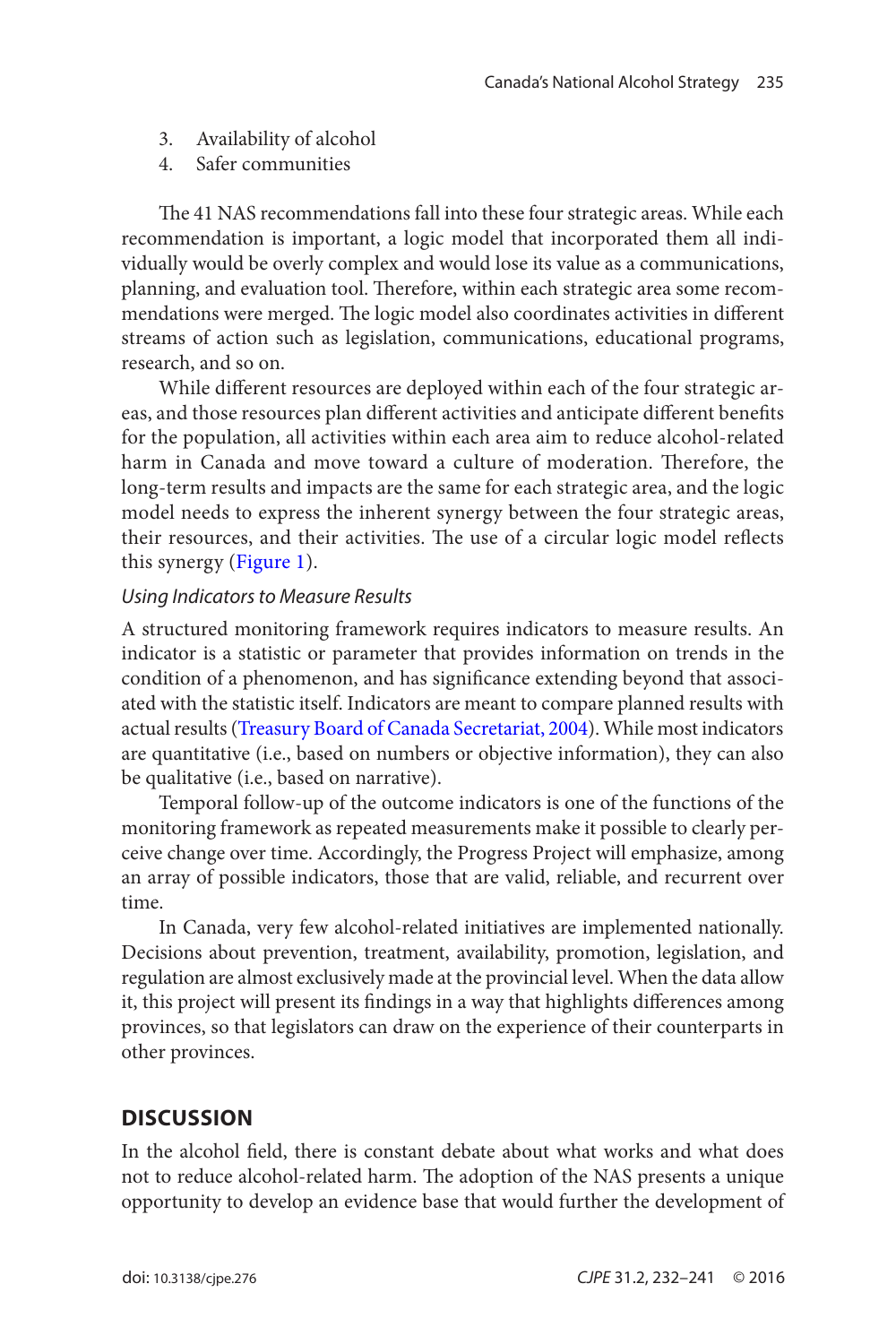3. Availability of alcohol
4. Safer communities

The 41 NAS recommendations fall into these four strategic areas. While each recommendation is important, a logic model that incorporated them all individually would be overly complex and would lose its value as a communications, planning, and evaluation tool. Therefore, within each strategic area some recommendations were merged. The logic model also coordinates activities in different streams of action such as legislation, communications, educational programs, research, and so on.

While different resources are deployed within each of the four strategic areas, and those resources plan different activities and anticipate different benefits for the population, all activities within each area aim to reduce alcohol-related harm in Canada and move toward a culture of moderation. Therefore, the long-term results and impacts are the same for each strategic area, and the logic model needs to express the inherent synergy between the four strategic areas, their resources, and their activities. The use of a circular logic model reflects this synergy (Figure 1).

*Using Indicators to Measure Results*

A structured monitoring framework requires indicators to measure results. An indicator is a statistic or parameter that provides information on trends in the condition of a phenomenon, and has significance extending beyond that associated with the statistic itself. Indicators are meant to compare planned results with actual results (Treasury Board of Canada Secretariat, 2004). While most indicators are quantitative (i.e., based on numbers or objective information), they can also be qualitative (i.e., based on narrative).

Temporal follow-up of the outcome indicators is one of the functions of the monitoring framework as repeated measurements make it possible to clearly perceive change over time. Accordingly, the Progress Project will emphasize, among an array of possible indicators, those that are valid, reliable, and recurrent over time.

In Canada, very few alcohol-related initiatives are implemented nationally. Decisions about prevention, treatment, availability, promotion, legislation, and regulation are almost exclusively made at the provincial level. When the data allow it, this project will present its findings in a way that highlights differences among provinces, so that legislators can draw on the experience of their counterparts in other provinces.

## DISCUSSION

In the alcohol field, there is constant debate about what works and what does not to reduce alcohol-related harm. The adoption of the NAS presents a unique opportunity to develop an evidence base that would further the development of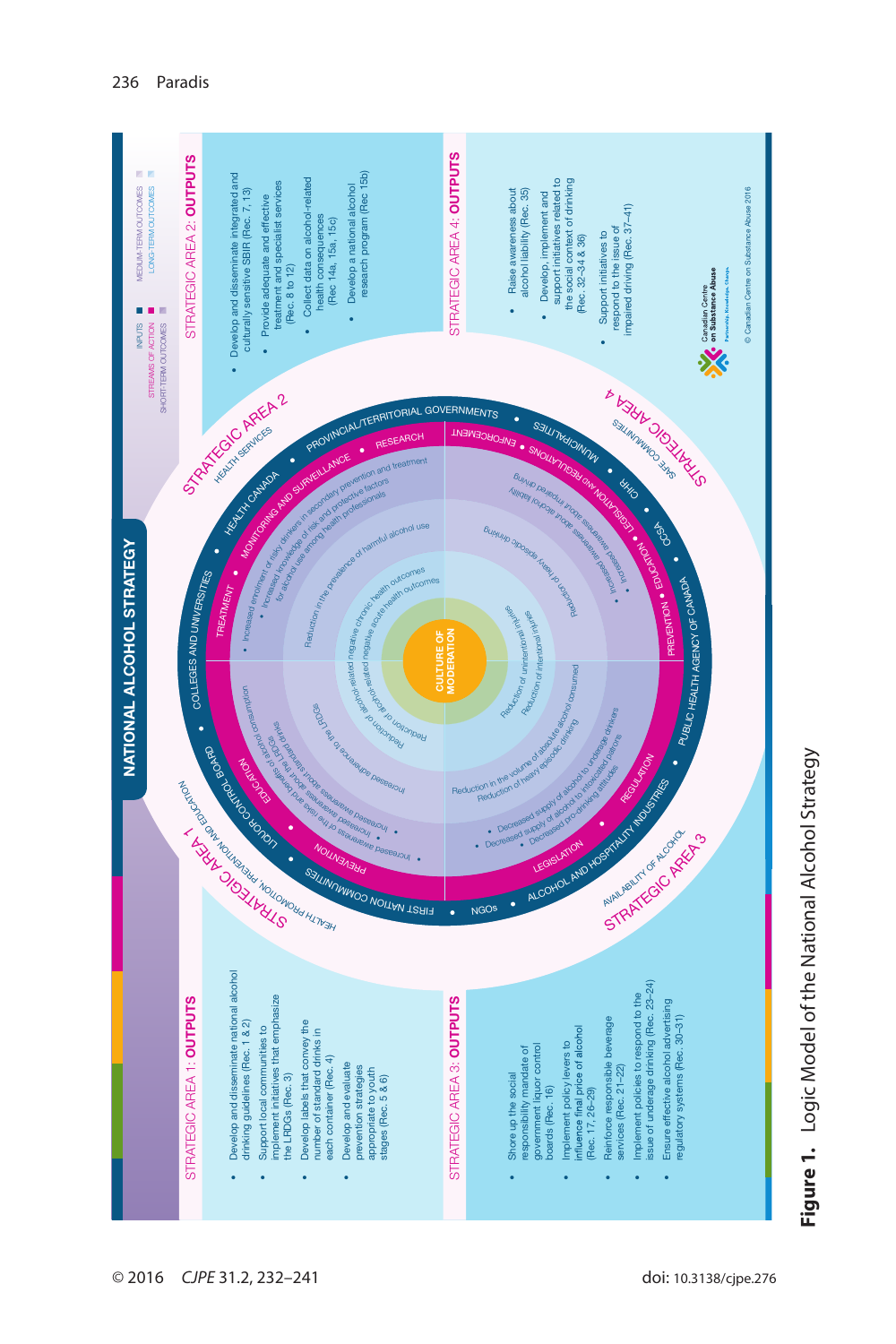# NATIONAL ALCOHOL STRATEGY

INPUTS | STREAMS OF ACTION | SHORT-TERM OUTCOMES | MEDIUM-TERM OUTCOMES | LONG-TERM OUTCOMES

## STRATEGIC AREA 1: OUTPUTS

- Develop and disseminate national alcohol drinking guidelines (Rec. 1 & 2)
- Support local communities to implement initiatives that emphasize the LRDGs (Rec. 3)
- Develop labels that convey the number of standard drinks in each container (Rec. 4)
- Develop and evaluate prevention strategies appropriate to youth stages (Rec. 5 & 6)

## STRATEGIC AREA 2: OUTPUTS

- Develop and disseminate integrated and culturally sensitive SBIR (Rec. 7, 13)
- Provide adequate and effective treatment and specialist services (Rec. 8 to 12)
- Collect data on alcohol-related health consequences (Rec 14a, 15a, 15c)
- Develop a national alcohol research program (Rec 15b)

## STRATEGIC AREA 3: OUTPUTS

- Shore up the social responsibility mandate of government liquor control boards (Rec. 16)
- Implement policy levers to influence final price of alcohol (Rec. 17, 26–29)
- Reinforce responsible beverage services (Rec. 21–22)
- Implement policies to respond to the issue of underage drinking (Rec. 23–24)
- Ensure effective alcohol advertising regulatory systems (Rec. 30–31)

## STRATEGIC AREA 4: OUTPUTS

- Raise awareness about alcohol liability (Rec. 35)
- Develop, implement and support initiatives related to the social context of drinking (Rec. 32–34 & 36)
- Support initiatives to respond to the issue of impaired driving (Rec. 37–41)

**Inputs:** Provincial/Territorial Governments • Municipalities • CIHR • CCSA • Public Health Agency of Canada • Alcohol and Hospitality Industries • NGOs • First Nation Communities • Liquor Control Board • Colleges and Universities • Health Canada

**Streams of action:** Research • Enforcement • Regulations and Legislation • Education • Prevention • Regulation • Legislation • Prevention • Education • Treatment • Monitoring and Surveillance

**Strategic Area 1:** Health Promotion, Prevention and Education
**Strategic Area 2:** Health Services
**Strategic Area 3:** Availability of Alcohol
**Strategic Area 4:** Safe Communities

**Short-term outcomes:**
- Increased enrolment of risky drinkers in secondary prevention and treatment
- Increased knowledge of risk and protective factors for alcohol use among health professionals
- Increased awareness about alcohol liability
- Increased awareness about impaired driving
- Decreased supply of alcohol to underage drinkers
- Decreased supply of alcohol to intoxicated patrons
- Decreased pro-drinking attitudes
- Increased awareness of the LRDGs
- Increased awareness of the risks and benefits of alcohol consumption
- Increased awareness about standard drinks

**Medium-term outcomes:**
- Reduction in the prevalence of harmful alcohol use
- Reduction of heavy episodic drinking
- Reduction in the volume of absolute alcohol consumed
- Reduction of heavy episodic drinking
- Increased adherence to the LRDGs

**Long-term outcomes:**
- Reduction of alcohol-related negative chronic health outcomes
- Reduction of alcohol-related negative acute health outcomes
- Reduction of unintentional injuries
- Reduction of intentional injuries

CULTURE OF MODERATION

Canadian Centre on Substance Abuse

© Canadian Centre on Substance Abuse 2016

**Figure 1.** Logic Model of the National Alcohol Strategy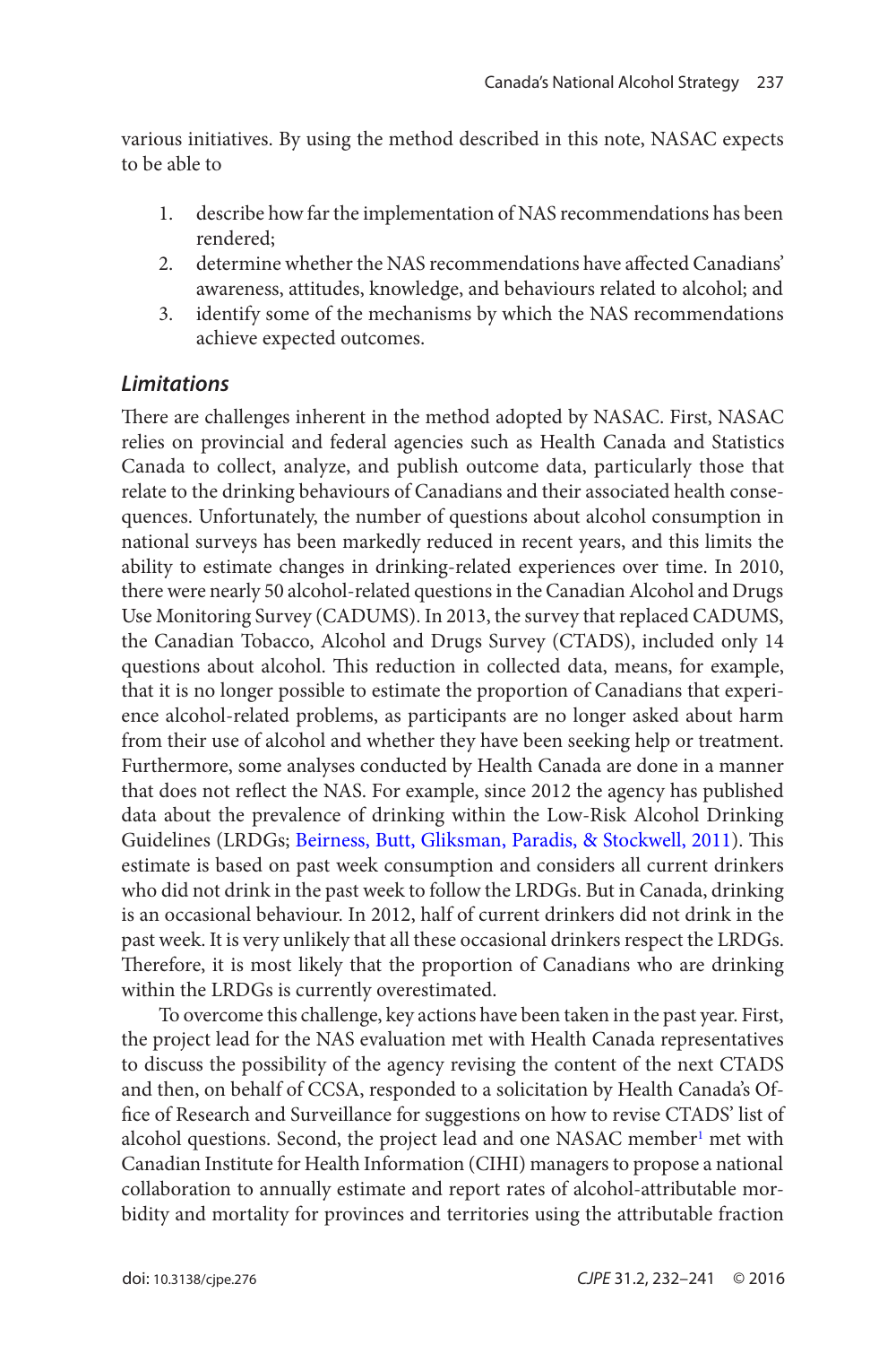various initiatives. By using the method described in this note, NASAC expects to be able to

1. describe how far the implementation of NAS recommendations has been rendered;
2. determine whether the NAS recommendations have affected Canadians' awareness, attitudes, knowledge, and behaviours related to alcohol; and
3. identify some of the mechanisms by which the NAS recommendations achieve expected outcomes.

### *Limitations*

There are challenges inherent in the method adopted by NASAC. First, NASAC relies on provincial and federal agencies such as Health Canada and Statistics Canada to collect, analyze, and publish outcome data, particularly those that relate to the drinking behaviours of Canadians and their associated health consequences. Unfortunately, the number of questions about alcohol consumption in national surveys has been markedly reduced in recent years, and this limits the ability to estimate changes in drinking-related experiences over time. In 2010, there were nearly 50 alcohol-related questions in the Canadian Alcohol and Drugs Use Monitoring Survey (CADUMS). In 2013, the survey that replaced CADUMS, the Canadian Tobacco, Alcohol and Drugs Survey (CTADS), included only 14 questions about alcohol. This reduction in collected data, means, for example, that it is no longer possible to estimate the proportion of Canadians that experience alcohol-related problems, as participants are no longer asked about harm from their use of alcohol and whether they have been seeking help or treatment. Furthermore, some analyses conducted by Health Canada are done in a manner that does not reflect the NAS. For example, since 2012 the agency has published data about the prevalence of drinking within the Low-Risk Alcohol Drinking Guidelines (LRDGs; Beirness, Butt, Gliksman, Paradis, & Stockwell, 2011). This estimate is based on past week consumption and considers all current drinkers who did not drink in the past week to follow the LRDGs. But in Canada, drinking is an occasional behaviour. In 2012, half of current drinkers did not drink in the past week. It is very unlikely that all these occasional drinkers respect the LRDGs. Therefore, it is most likely that the proportion of Canadians who are drinking within the LRDGs is currently overestimated.

To overcome this challenge, key actions have been taken in the past year. First, the project lead for the NAS evaluation met with Health Canada representatives to discuss the possibility of the agency revising the content of the next CTADS and then, on behalf of CCSA, responded to a solicitation by Health Canada's Office of Research and Surveillance for suggestions on how to revise CTADS' list of alcohol questions. Second, the project lead and one NASAC member[1] met with Canadian Institute for Health Information (CIHI) managers to propose a national collaboration to annually estimate and report rates of alcohol-attributable morbidity and mortality for provinces and territories using the attributable fraction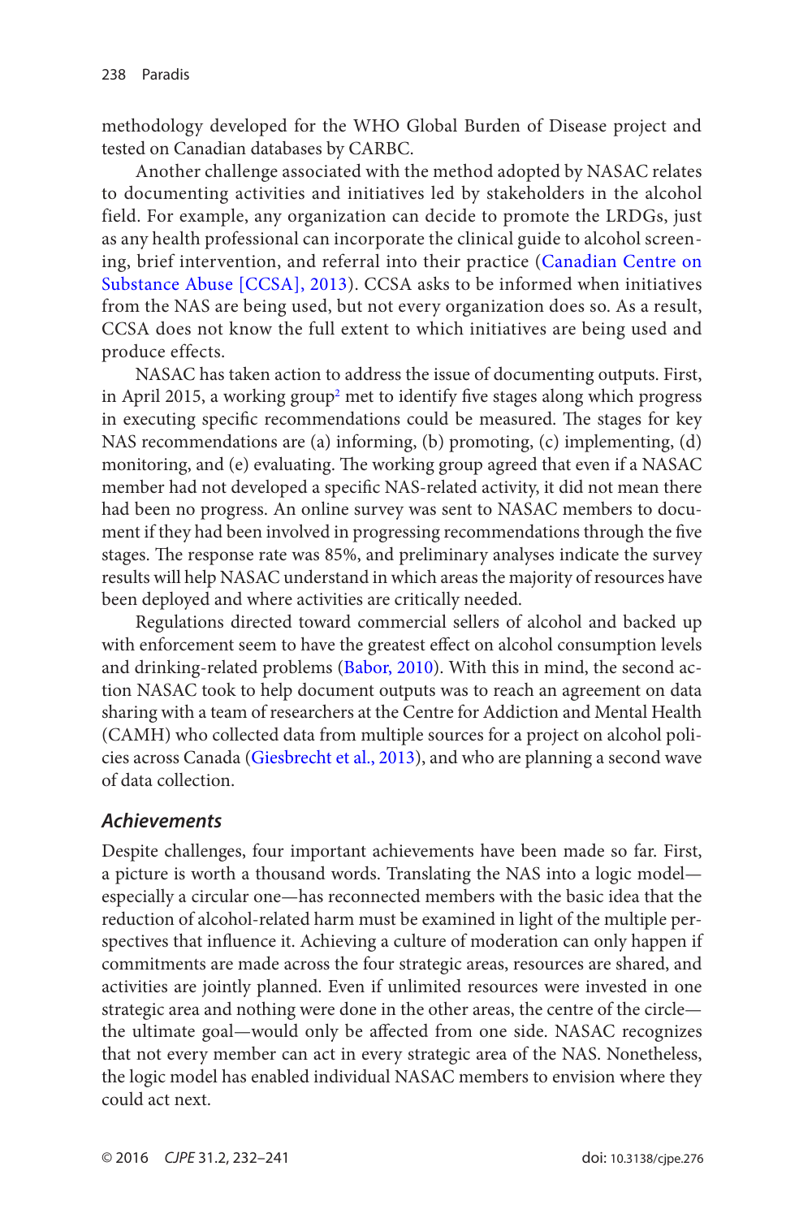methodology developed for the WHO Global Burden of Disease project and tested on Canadian databases by CARBC.

Another challenge associated with the method adopted by NASAC relates to documenting activities and initiatives led by stakeholders in the alcohol field. For example, any organization can decide to promote the LRDGs, just as any health professional can incorporate the clinical guide to alcohol screening, brief intervention, and referral into their practice (Canadian Centre on Substance Abuse [CCSA], 2013). CCSA asks to be informed when initiatives from the NAS are being used, but not every organization does so. As a result, CCSA does not know the full extent to which initiatives are being used and produce effects.

NASAC has taken action to address the issue of documenting outputs. First, in April 2015, a working group[2] met to identify five stages along which progress in executing specific recommendations could be measured. The stages for key NAS recommendations are (a) informing, (b) promoting, (c) implementing, (d) monitoring, and (e) evaluating. The working group agreed that even if a NASAC member had not developed a specific NAS-related activity, it did not mean there had been no progress. An online survey was sent to NASAC members to document if they had been involved in progressing recommendations through the five stages. The response rate was 85%, and preliminary analyses indicate the survey results will help NASAC understand in which areas the majority of resources have been deployed and where activities are critically needed.

Regulations directed toward commercial sellers of alcohol and backed up with enforcement seem to have the greatest effect on alcohol consumption levels and drinking-related problems (Babor, 2010). With this in mind, the second action NASAC took to help document outputs was to reach an agreement on data sharing with a team of researchers at the Centre for Addiction and Mental Health (CAMH) who collected data from multiple sources for a project on alcohol policies across Canada (Giesbrecht et al., 2013), and who are planning a second wave of data collection.

### *Achievements*

Despite challenges, four important achievements have been made so far. First, a picture is worth a thousand words. Translating the NAS into a logic model—especially a circular one—has reconnected members with the basic idea that the reduction of alcohol-related harm must be examined in light of the multiple perspectives that influence it. Achieving a culture of moderation can only happen if commitments are made across the four strategic areas, resources are shared, and activities are jointly planned. Even if unlimited resources were invested in one strategic area and nothing were done in the other areas, the centre of the circle—the ultimate goal—would only be affected from one side. NASAC recognizes that not every member can act in every strategic area of the NAS. Nonetheless, the logic model has enabled individual NASAC members to envision where they could act next.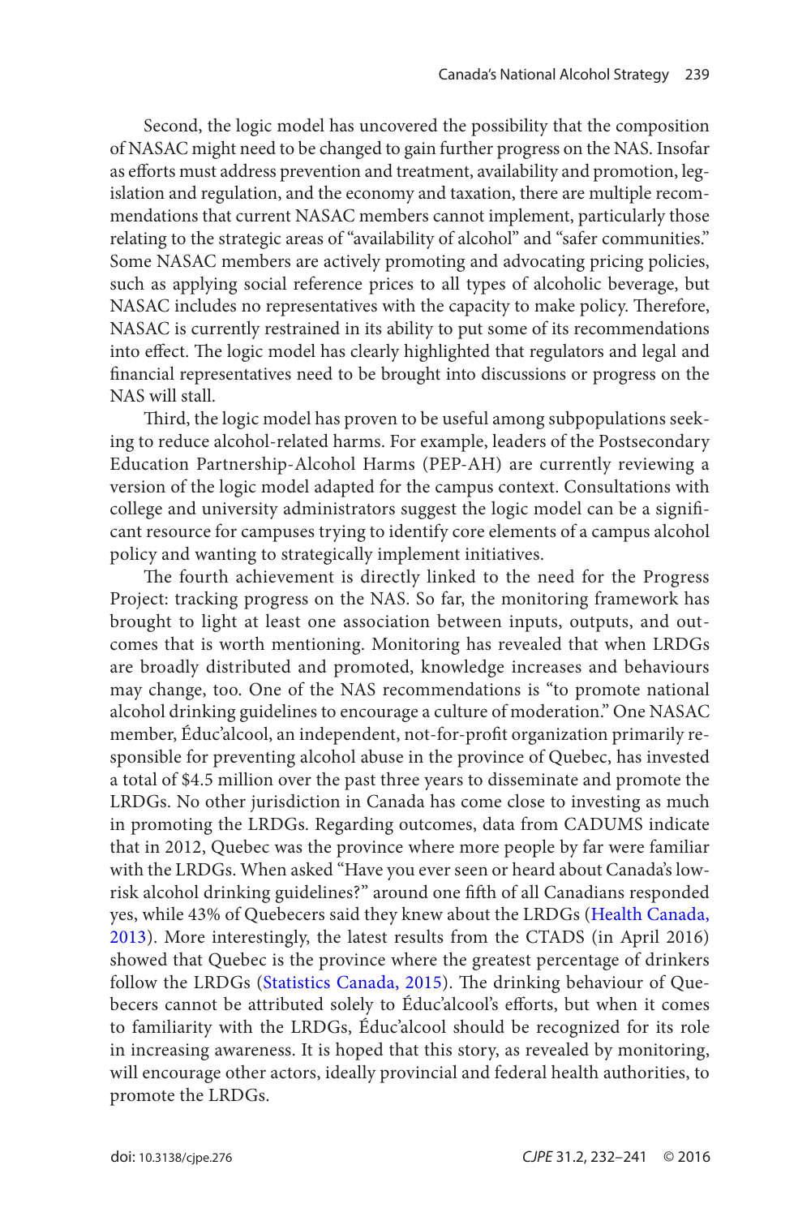Second, the logic model has uncovered the possibility that the composition of NASAC might need to be changed to gain further progress on the NAS. Insofar as efforts must address prevention and treatment, availability and promotion, legislation and regulation, and the economy and taxation, there are multiple recommendations that current NASAC members cannot implement, particularly those relating to the strategic areas of "availability of alcohol" and "safer communities." Some NASAC members are actively promoting and advocating pricing policies, such as applying social reference prices to all types of alcoholic beverage, but NASAC includes no representatives with the capacity to make policy. Therefore, NASAC is currently restrained in its ability to put some of its recommendations into effect. The logic model has clearly highlighted that regulators and legal and financial representatives need to be brought into discussions or progress on the NAS will stall.

Third, the logic model has proven to be useful among subpopulations seeking to reduce alcohol-related harms. For example, leaders of the Postsecondary Education Partnership-Alcohol Harms (PEP-AH) are currently reviewing a version of the logic model adapted for the campus context. Consultations with college and university administrators suggest the logic model can be a significant resource for campuses trying to identify core elements of a campus alcohol policy and wanting to strategically implement initiatives.

The fourth achievement is directly linked to the need for the Progress Project: tracking progress on the NAS. So far, the monitoring framework has brought to light at least one association between inputs, outputs, and outcomes that is worth mentioning. Monitoring has revealed that when LRDGs are broadly distributed and promoted, knowledge increases and behaviours may change, too. One of the NAS recommendations is "to promote national alcohol drinking guidelines to encourage a culture of moderation." One NASAC member, Éduc'alcool, an independent, not-for-profit organization primarily responsible for preventing alcohol abuse in the province of Quebec, has invested a total of $4.5 million over the past three years to disseminate and promote the LRDGs. No other jurisdiction in Canada has come close to investing as much in promoting the LRDGs. Regarding outcomes, data from CADUMS indicate that in 2012, Quebec was the province where more people by far were familiar with the LRDGs. When asked "Have you ever seen or heard about Canada's low-risk alcohol drinking guidelines?" around one fifth of all Canadians responded yes, while 43% of Quebecers said they knew about the LRDGs (Health Canada, 2013). More interestingly, the latest results from the CTADS (in April 2016) showed that Quebec is the province where the greatest percentage of drinkers follow the LRDGs (Statistics Canada, 2015). The drinking behaviour of Quebecers cannot be attributed solely to Éduc'alcool's efforts, but when it comes to familiarity with the LRDGs, Éduc'alcool should be recognized for its role in increasing awareness. It is hoped that this story, as revealed by monitoring, will encourage other actors, ideally provincial and federal health authorities, to promote the LRDGs.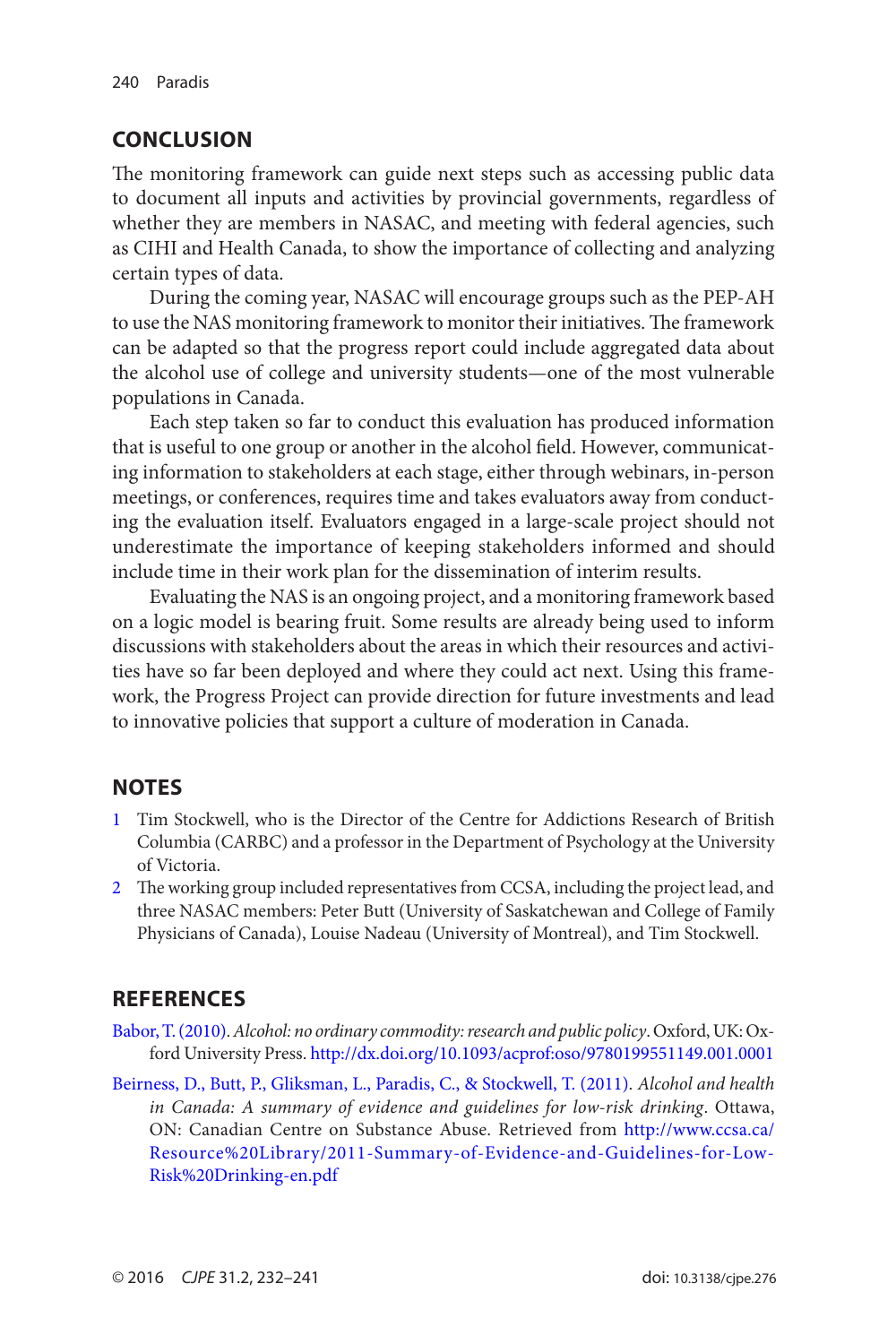## CONCLUSION

The monitoring framework can guide next steps such as accessing public data to document all inputs and activities by provincial governments, regardless of whether they are members in NASAC, and meeting with federal agencies, such as CIHI and Health Canada, to show the importance of collecting and analyzing certain types of data.

During the coming year, NASAC will encourage groups such as the PEP-AH to use the NAS monitoring framework to monitor their initiatives. The framework can be adapted so that the progress report could include aggregated data about the alcohol use of college and university students—one of the most vulnerable populations in Canada.

Each step taken so far to conduct this evaluation has produced information that is useful to one group or another in the alcohol field. However, communicating information to stakeholders at each stage, either through webinars, in-person meetings, or conferences, requires time and takes evaluators away from conducting the evaluation itself. Evaluators engaged in a large-scale project should not underestimate the importance of keeping stakeholders informed and should include time in their work plan for the dissemination of interim results.

Evaluating the NAS is an ongoing project, and a monitoring framework based on a logic model is bearing fruit. Some results are already being used to inform discussions with stakeholders about the areas in which their resources and activities have so far been deployed and where they could act next. Using this framework, the Progress Project can provide direction for future investments and lead to innovative policies that support a culture of moderation in Canada.

## NOTES

1. Tim Stockwell, who is the Director of the Centre for Addictions Research of British Columbia (CARBC) and a professor in the Department of Psychology at the University of Victoria.
2. The working group included representatives from CCSA, including the project lead, and three NASAC members: Peter Butt (University of Saskatchewan and College of Family Physicians of Canada), Louise Nadeau (University of Montreal), and Tim Stockwell.

## REFERENCES

Babor, T. (2010). *Alcohol: no ordinary commodity: research and public policy*. Oxford, UK: Oxford University Press. http://dx.doi.org/10.1093/acprof:oso/9780199551149.001.0001

Beirness, D., Butt, P., Gliksman, L., Paradis, C., & Stockwell, T. (2011). *Alcohol and health in Canada: A summary of evidence and guidelines for low-risk drinking*. Ottawa, ON: Canadian Centre on Substance Abuse. Retrieved from http://www.ccsa.ca/Resource%20Library/2011-Summary-of-Evidence-and-Guidelines-for-Low-Risk%20Drinking-en.pdf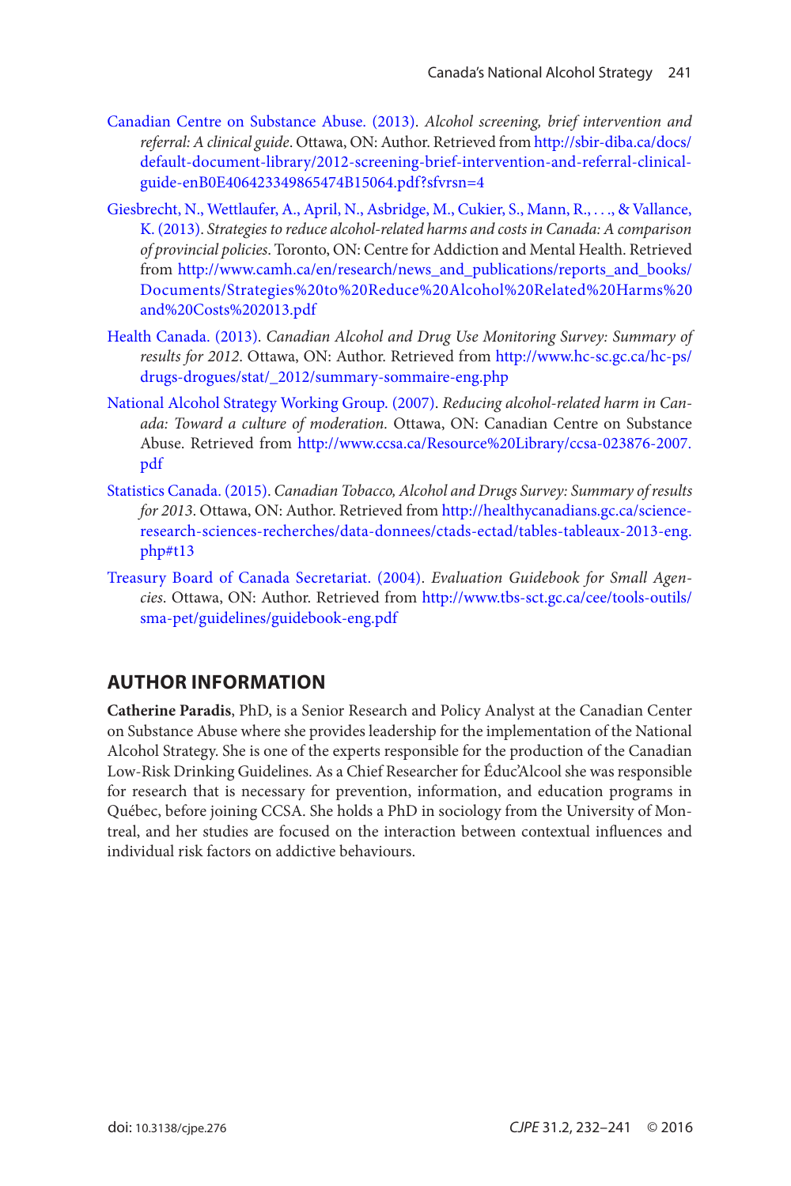Canadian Centre on Substance Abuse. (2013). *Alcohol screening, brief intervention and referral: A clinical guide*. Ottawa, ON: Author. Retrieved from http://sbir-diba.ca/docs/default-document-library/2012-screening-brief-intervention-and-referral-clinical-guide-enB0E406423349865474B15064.pdf?sfvrsn=4

Giesbrecht, N., Wettlaufer, A., April, N., Asbridge, M., Cukier, S., Mann, R., . . ., & Vallance, K. (2013). *Strategies to reduce alcohol-related harms and costs in Canada: A comparison of provincial policies*. Toronto, ON: Centre for Addiction and Mental Health. Retrieved from http://www.camh.ca/en/research/news_and_publications/reports_and_books/Documents/Strategies%20to%20Reduce%20Alcohol%20Related%20Harms%20and%20Costs%202013.pdf

Health Canada. (2013). *Canadian Alcohol and Drug Use Monitoring Survey: Summary of results for 2012*. Ottawa, ON: Author. Retrieved from http://www.hc-sc.gc.ca/hc-ps/drugs-drogues/stat/_2012/summary-sommaire-eng.php

National Alcohol Strategy Working Group. (2007). *Reducing alcohol-related harm in Canada: Toward a culture of moderation*. Ottawa, ON: Canadian Centre on Substance Abuse. Retrieved from http://www.ccsa.ca/Resource%20Library/ccsa-023876-2007.pdf

Statistics Canada. (2015). *Canadian Tobacco, Alcohol and Drugs Survey: Summary of results for 2013*. Ottawa, ON: Author. Retrieved from http://healthycanadians.gc.ca/science-research-sciences-recherches/data-donnees/ctads-ectad/tables-tableaux-2013-eng.php#t13

Treasury Board of Canada Secretariat. (2004). *Evaluation Guidebook for Small Agencies*. Ottawa, ON: Author. Retrieved from http://www.tbs-sct.gc.ca/cee/tools-outils/sma-pet/guidelines/guidebook-eng.pdf

## AUTHOR INFORMATION

**Catherine Paradis**, PhD, is a Senior Research and Policy Analyst at the Canadian Center on Substance Abuse where she provides leadership for the implementation of the National Alcohol Strategy. She is one of the experts responsible for the production of the Canadian Low-Risk Drinking Guidelines. As a Chief Researcher for Éduc'Alcool she was responsible for research that is necessary for prevention, information, and education programs in Québec, before joining CCSA. She holds a PhD in sociology from the University of Montreal, and her studies are focused on the interaction between contextual influences and individual risk factors on addictive behaviours.